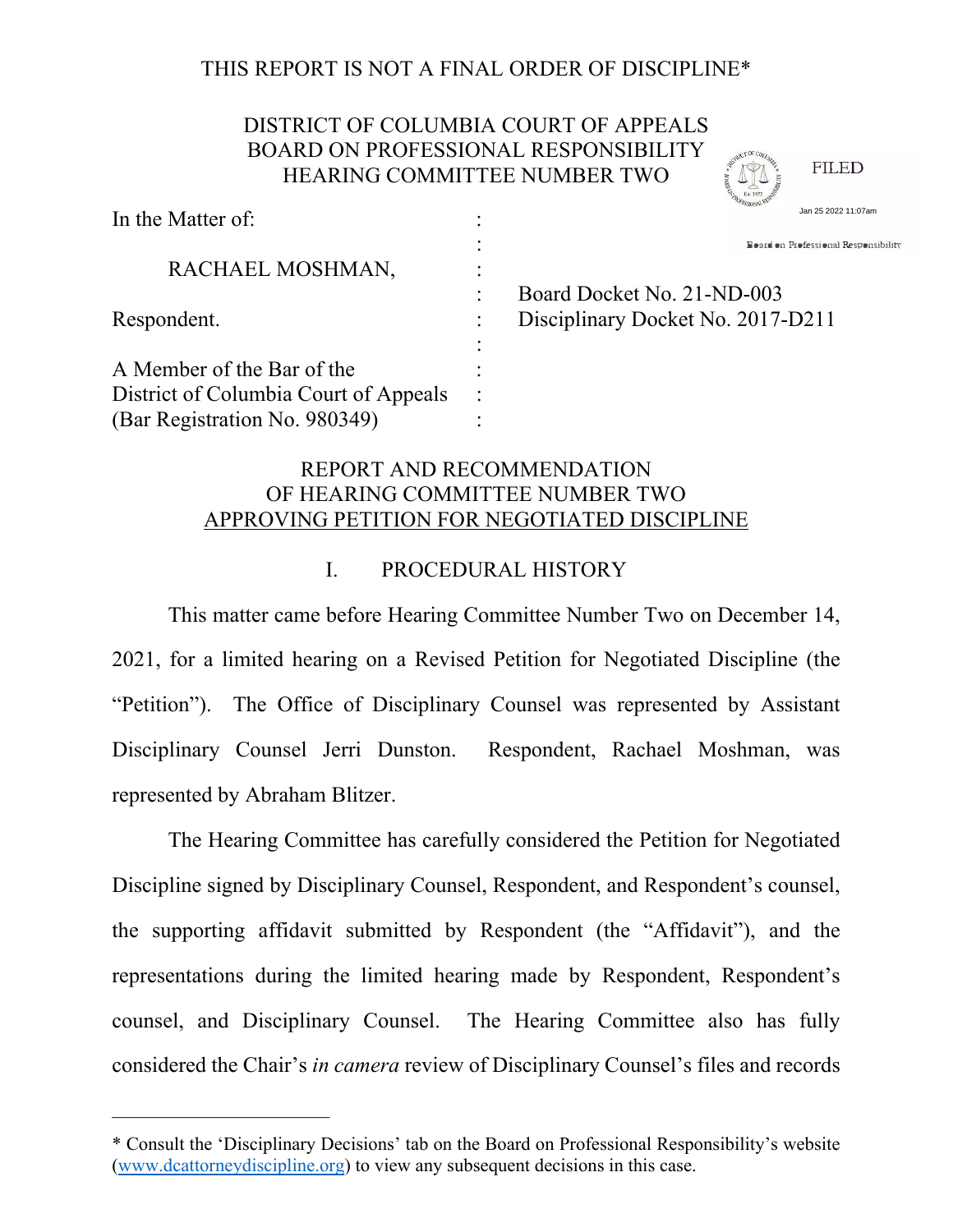THIS REPORT IS NOT A FINAL ORDER OF DISCIPLINE*

DISTRICT OF COLUMBIA COURT OF APPEALS
BOARD ON PROFESSIONAL RESPONSIBILITY
HEARING COMMITTEE NUMBER TWO

FILED
Jan 25 2022 11:07am
Board on Professional Responsibility

| | | |
|---|---|---|
| In the Matter of: | : | |
| | : | |
| RACHAEL MOSHMAN, | : | |
| | : | Board Docket No. 21-ND-003 |
| Respondent. | : | Disciplinary Docket No. 2017-D211 |
| | : | |
| A Member of the Bar of the | : | |
| District of Columbia Court of Appeals | : | |
| (Bar Registration No. 980349) | : | |

## REPORT AND RECOMMENDATION OF HEARING COMMITTEE NUMBER TWO APPROVING PETITION FOR NEGOTIATED DISCIPLINE

### I. PROCEDURAL HISTORY

This matter came before Hearing Committee Number Two on December 14, 2021, for a limited hearing on a Revised Petition for Negotiated Discipline (the "Petition"). The Office of Disciplinary Counsel was represented by Assistant Disciplinary Counsel Jerri Dunston. Respondent, Rachael Moshman, was represented by Abraham Blitzer.

The Hearing Committee has carefully considered the Petition for Negotiated Discipline signed by Disciplinary Counsel, Respondent, and Respondent's counsel, the supporting affidavit submitted by Respondent (the "Affidavit"), and the representations during the limited hearing made by Respondent, Respondent's counsel, and Disciplinary Counsel. The Hearing Committee also has fully considered the Chair's *in camera* review of Disciplinary Counsel's files and records

---

* Consult the 'Disciplinary Decisions' tab on the Board on Professional Responsibility's website (www.dcattorneydiscipline.org) to view any subsequent decisions in this case.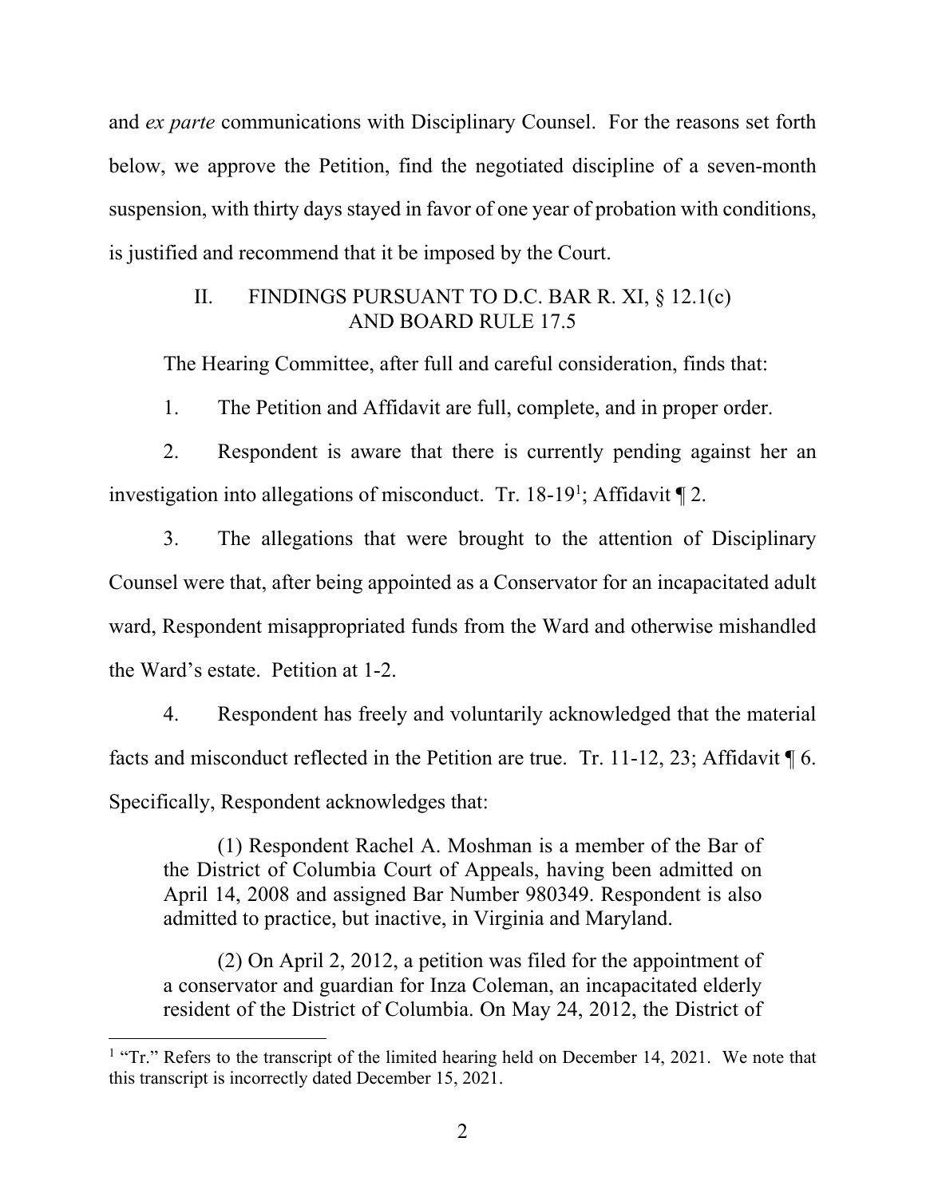and *ex parte* communications with Disciplinary Counsel. For the reasons set forth below, we approve the Petition, find the negotiated discipline of a seven-month suspension, with thirty days stayed in favor of one year of probation with conditions, is justified and recommend that it be imposed by the Court.

## II. FINDINGS PURSUANT TO D.C. BAR R. XI, § 12.1(c) AND BOARD RULE 17.5

The Hearing Committee, after full and careful consideration, finds that:

1. The Petition and Affidavit are full, complete, and in proper order.

2. Respondent is aware that there is currently pending against her an investigation into allegations of misconduct. Tr. 18-19[1]; Affidavit ¶ 2.

3. The allegations that were brought to the attention of Disciplinary Counsel were that, after being appointed as a Conservator for an incapacitated adult ward, Respondent misappropriated funds from the Ward and otherwise mishandled the Ward's estate. Petition at 1-2.

4. Respondent has freely and voluntarily acknowledged that the material facts and misconduct reflected in the Petition are true. Tr. 11-12, 23; Affidavit ¶ 6. Specifically, Respondent acknowledges that:

> (1) Respondent Rachel A. Moshman is a member of the Bar of the District of Columbia Court of Appeals, having been admitted on April 14, 2008 and assigned Bar Number 980349. Respondent is also admitted to practice, but inactive, in Virginia and Maryland.
>
> (2) On April 2, 2012, a petition was filed for the appointment of a conservator and guardian for Inza Coleman, an incapacitated elderly resident of the District of Columbia. On May 24, 2012, the District of

[1] "Tr." Refers to the transcript of the limited hearing held on December 14, 2021. We note that this transcript is incorrectly dated December 15, 2021.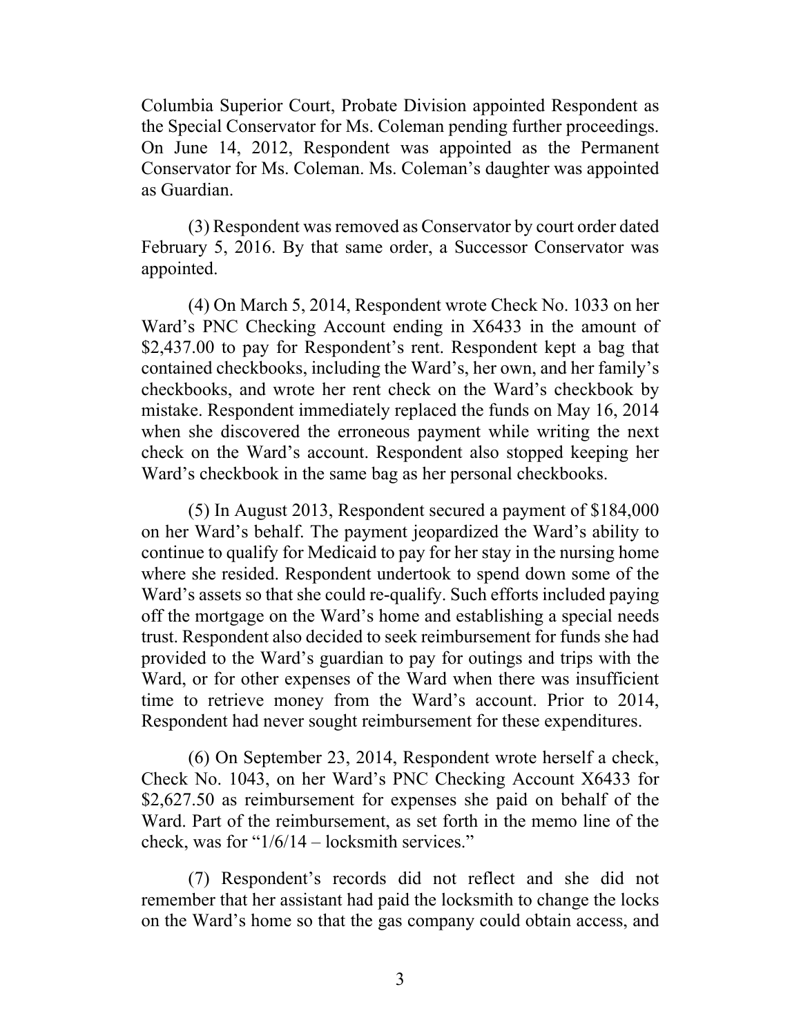Columbia Superior Court, Probate Division appointed Respondent as the Special Conservator for Ms. Coleman pending further proceedings. On June 14, 2012, Respondent was appointed as the Permanent Conservator for Ms. Coleman. Ms. Coleman's daughter was appointed as Guardian.

(3) Respondent was removed as Conservator by court order dated February 5, 2016. By that same order, a Successor Conservator was appointed.

(4) On March 5, 2014, Respondent wrote Check No. 1033 on her Ward's PNC Checking Account ending in X6433 in the amount of $2,437.00 to pay for Respondent's rent. Respondent kept a bag that contained checkbooks, including the Ward's, her own, and her family's checkbooks, and wrote her rent check on the Ward's checkbook by mistake. Respondent immediately replaced the funds on May 16, 2014 when she discovered the erroneous payment while writing the next check on the Ward's account. Respondent also stopped keeping her Ward's checkbook in the same bag as her personal checkbooks.

(5) In August 2013, Respondent secured a payment of $184,000 on her Ward's behalf. The payment jeopardized the Ward's ability to continue to qualify for Medicaid to pay for her stay in the nursing home where she resided. Respondent undertook to spend down some of the Ward's assets so that she could re-qualify. Such efforts included paying off the mortgage on the Ward's home and establishing a special needs trust. Respondent also decided to seek reimbursement for funds she had provided to the Ward's guardian to pay for outings and trips with the Ward, or for other expenses of the Ward when there was insufficient time to retrieve money from the Ward's account. Prior to 2014, Respondent had never sought reimbursement for these expenditures.

(6) On September 23, 2014, Respondent wrote herself a check, Check No. 1043, on her Ward's PNC Checking Account X6433 for $2,627.50 as reimbursement for expenses she paid on behalf of the Ward. Part of the reimbursement, as set forth in the memo line of the check, was for "1/6/14 – locksmith services."

(7) Respondent's records did not reflect and she did not remember that her assistant had paid the locksmith to change the locks on the Ward's home so that the gas company could obtain access, and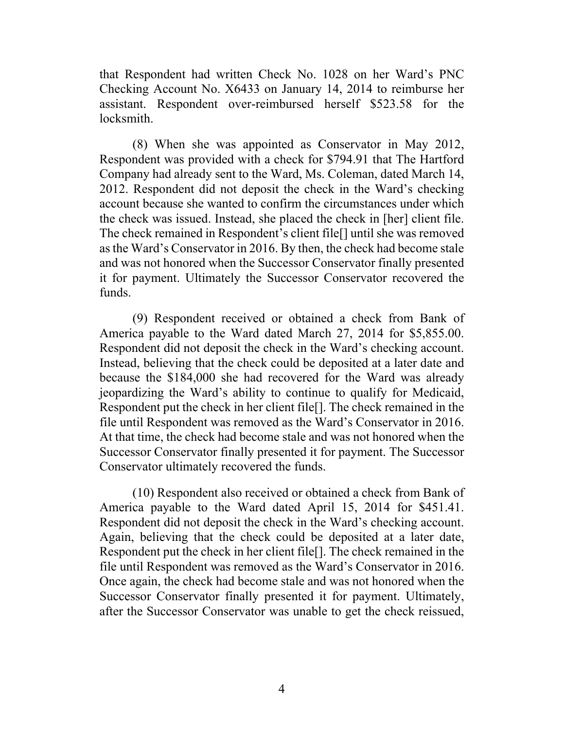that Respondent had written Check No. 1028 on her Ward's PNC Checking Account No. X6433 on January 14, 2014 to reimburse her assistant. Respondent over-reimbursed herself $523.58 for the locksmith.

(8) When she was appointed as Conservator in May 2012, Respondent was provided with a check for $794.91 that The Hartford Company had already sent to the Ward, Ms. Coleman, dated March 14, 2012. Respondent did not deposit the check in the Ward's checking account because she wanted to confirm the circumstances under which the check was issued. Instead, she placed the check in [her] client file. The check remained in Respondent's client file[] until she was removed as the Ward's Conservator in 2016. By then, the check had become stale and was not honored when the Successor Conservator finally presented it for payment. Ultimately the Successor Conservator recovered the funds.

(9) Respondent received or obtained a check from Bank of America payable to the Ward dated March 27, 2014 for $5,855.00. Respondent did not deposit the check in the Ward's checking account. Instead, believing that the check could be deposited at a later date and because the $184,000 she had recovered for the Ward was already jeopardizing the Ward's ability to continue to qualify for Medicaid, Respondent put the check in her client file[]. The check remained in the file until Respondent was removed as the Ward's Conservator in 2016. At that time, the check had become stale and was not honored when the Successor Conservator finally presented it for payment. The Successor Conservator ultimately recovered the funds.

(10) Respondent also received or obtained a check from Bank of America payable to the Ward dated April 15, 2014 for $451.41. Respondent did not deposit the check in the Ward's checking account. Again, believing that the check could be deposited at a later date, Respondent put the check in her client file[]. The check remained in the file until Respondent was removed as the Ward's Conservator in 2016. Once again, the check had become stale and was not honored when the Successor Conservator finally presented it for payment. Ultimately, after the Successor Conservator was unable to get the check reissued,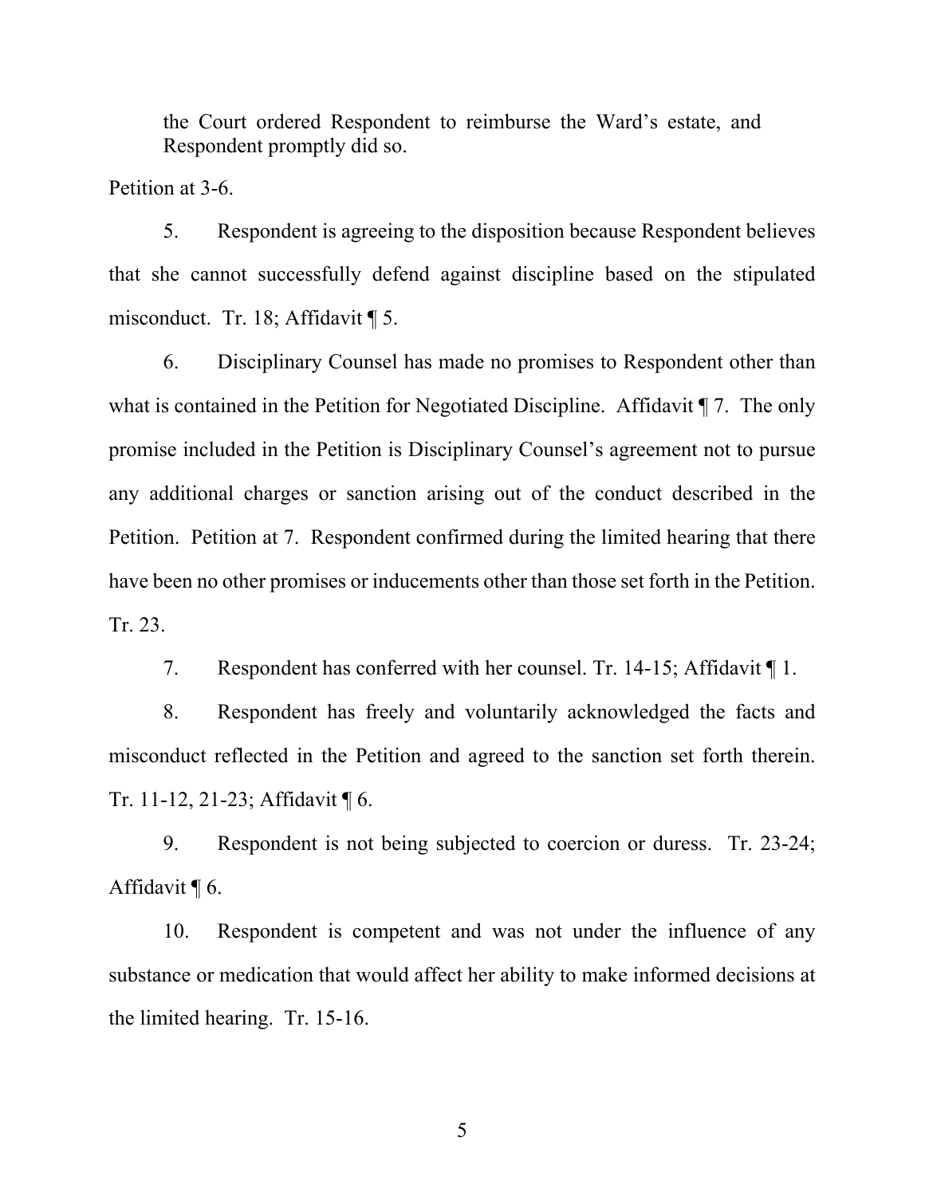> the Court ordered Respondent to reimburse the Ward's estate, and Respondent promptly did so.

Petition at 3-6.

5. Respondent is agreeing to the disposition because Respondent believes that she cannot successfully defend against discipline based on the stipulated misconduct. Tr. 18; Affidavit ¶ 5.

6. Disciplinary Counsel has made no promises to Respondent other than what is contained in the Petition for Negotiated Discipline. Affidavit ¶ 7. The only promise included in the Petition is Disciplinary Counsel's agreement not to pursue any additional charges or sanction arising out of the conduct described in the Petition. Petition at 7. Respondent confirmed during the limited hearing that there have been no other promises or inducements other than those set forth in the Petition. Tr. 23.

7. Respondent has conferred with her counsel. Tr. 14-15; Affidavit ¶ 1.

8. Respondent has freely and voluntarily acknowledged the facts and misconduct reflected in the Petition and agreed to the sanction set forth therein. Tr. 11-12, 21-23; Affidavit ¶ 6.

9. Respondent is not being subjected to coercion or duress. Tr. 23-24; Affidavit ¶ 6.

10. Respondent is competent and was not under the influence of any substance or medication that would affect her ability to make informed decisions at the limited hearing. Tr. 15-16.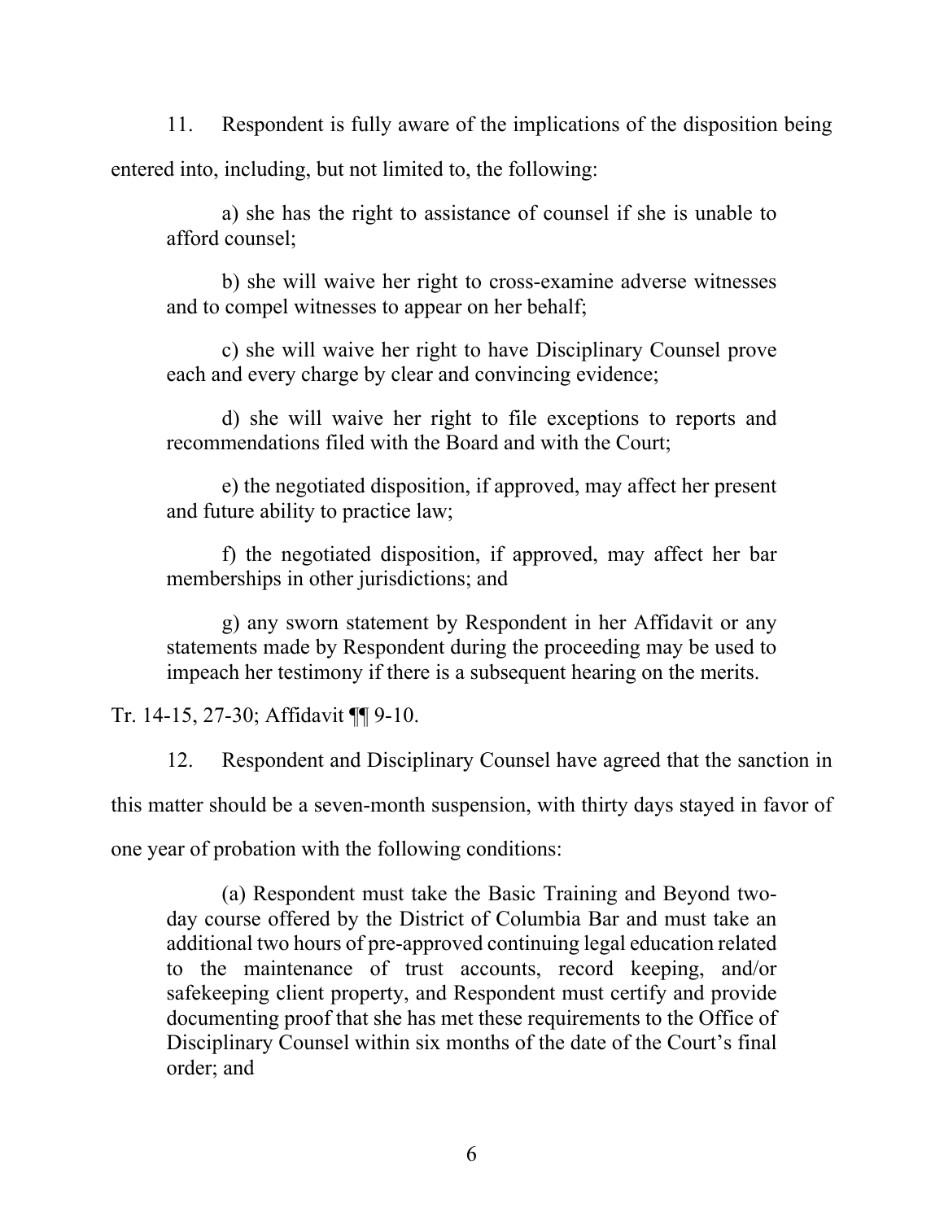11. Respondent is fully aware of the implications of the disposition being entered into, including, but not limited to, the following:

> a) she has the right to assistance of counsel if she is unable to afford counsel;
>
> b) she will waive her right to cross-examine adverse witnesses and to compel witnesses to appear on her behalf;
>
> c) she will waive her right to have Disciplinary Counsel prove each and every charge by clear and convincing evidence;
>
> d) she will waive her right to file exceptions to reports and recommendations filed with the Board and with the Court;
>
> e) the negotiated disposition, if approved, may affect her present and future ability to practice law;
>
> f) the negotiated disposition, if approved, may affect her bar memberships in other jurisdictions; and
>
> g) any sworn statement by Respondent in her Affidavit or any statements made by Respondent during the proceeding may be used to impeach her testimony if there is a subsequent hearing on the merits.

Tr. 14-15, 27-30; Affidavit ¶¶ 9-10.

12. Respondent and Disciplinary Counsel have agreed that the sanction in this matter should be a seven-month suspension, with thirty days stayed in favor of one year of probation with the following conditions:

> (a) Respondent must take the Basic Training and Beyond two-day course offered by the District of Columbia Bar and must take an additional two hours of pre-approved continuing legal education related to the maintenance of trust accounts, record keeping, and/or safekeeping client property, and Respondent must certify and provide documenting proof that she has met these requirements to the Office of Disciplinary Counsel within six months of the date of the Court's final order; and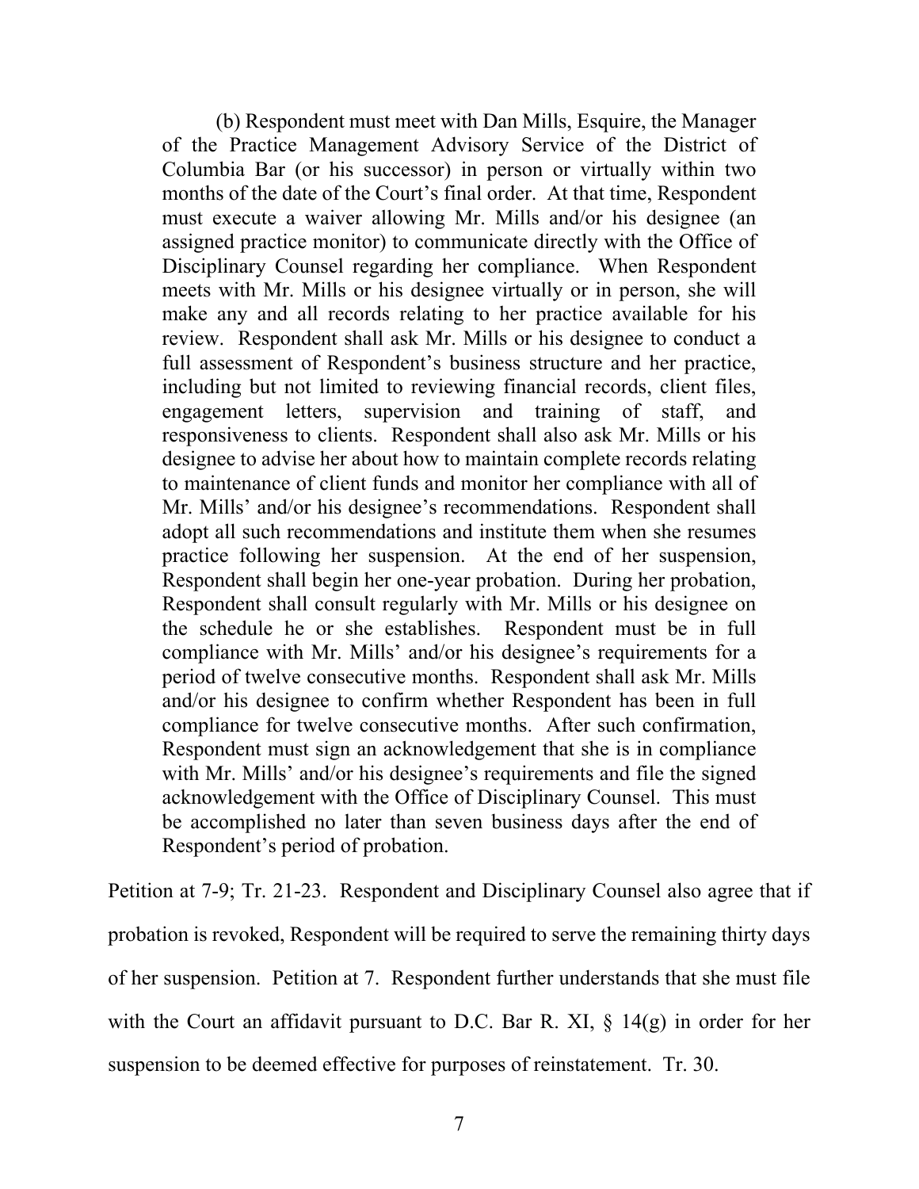> (b) Respondent must meet with Dan Mills, Esquire, the Manager of the Practice Management Advisory Service of the District of Columbia Bar (or his successor) in person or virtually within two months of the date of the Court's final order. At that time, Respondent must execute a waiver allowing Mr. Mills and/or his designee (an assigned practice monitor) to communicate directly with the Office of Disciplinary Counsel regarding her compliance. When Respondent meets with Mr. Mills or his designee virtually or in person, she will make any and all records relating to her practice available for his review. Respondent shall ask Mr. Mills or his designee to conduct a full assessment of Respondent's business structure and her practice, including but not limited to reviewing financial records, client files, engagement letters, supervision and training of staff, and responsiveness to clients. Respondent shall also ask Mr. Mills or his designee to advise her about how to maintain complete records relating to maintenance of client funds and monitor her compliance with all of Mr. Mills' and/or his designee's recommendations. Respondent shall adopt all such recommendations and institute them when she resumes practice following her suspension. At the end of her suspension, Respondent shall begin her one-year probation. During her probation, Respondent shall consult regularly with Mr. Mills or his designee on the schedule he or she establishes. Respondent must be in full compliance with Mr. Mills' and/or his designee's requirements for a period of twelve consecutive months. Respondent shall ask Mr. Mills and/or his designee to confirm whether Respondent has been in full compliance for twelve consecutive months. After such confirmation, Respondent must sign an acknowledgement that she is in compliance with Mr. Mills' and/or his designee's requirements and file the signed acknowledgement with the Office of Disciplinary Counsel. This must be accomplished no later than seven business days after the end of Respondent's period of probation.

Petition at 7-9; Tr. 21-23. Respondent and Disciplinary Counsel also agree that if probation is revoked, Respondent will be required to serve the remaining thirty days of her suspension. Petition at 7. Respondent further understands that she must file with the Court an affidavit pursuant to D.C. Bar R. XI, § 14(g) in order for her suspension to be deemed effective for purposes of reinstatement. Tr. 30.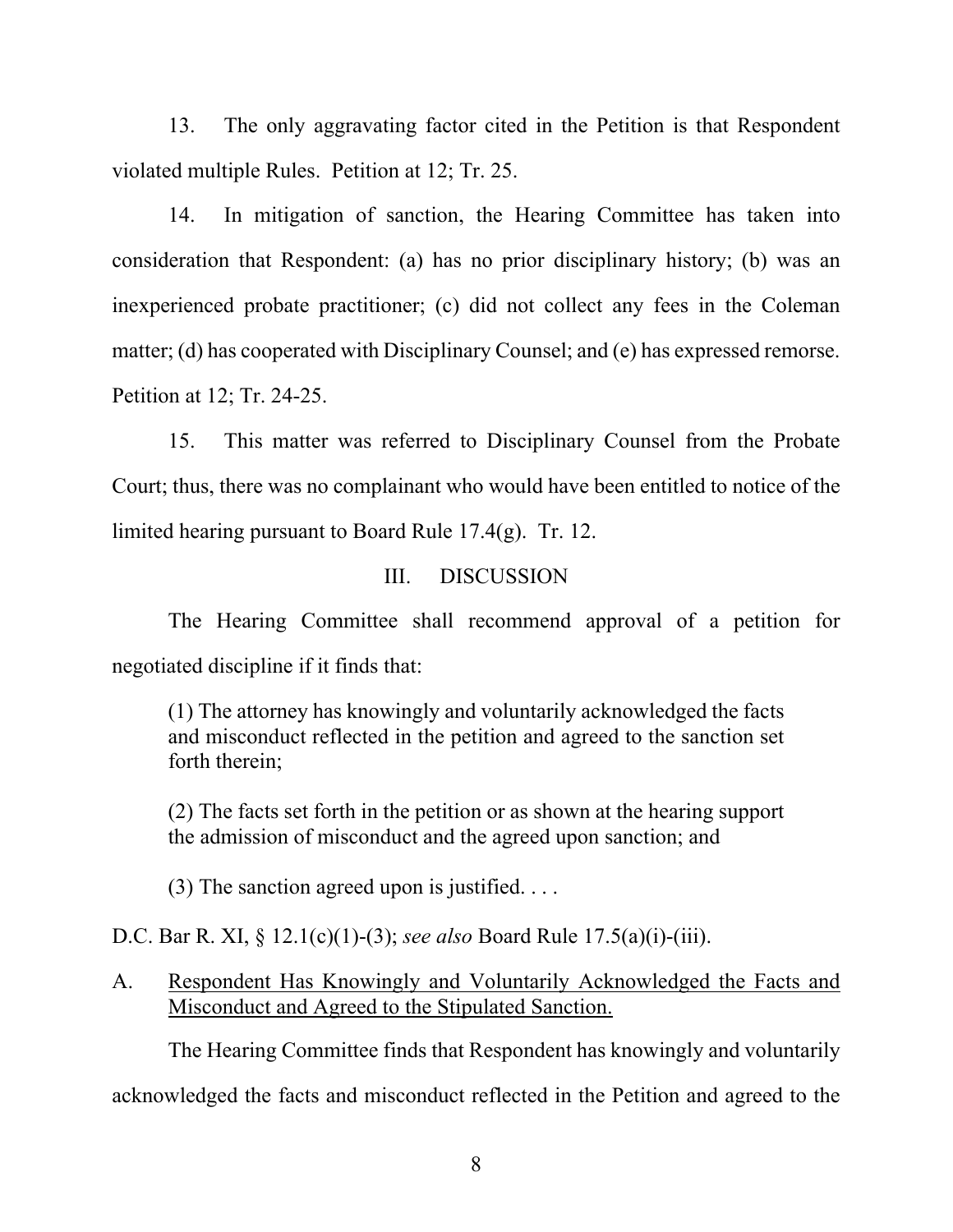13. The only aggravating factor cited in the Petition is that Respondent violated multiple Rules. Petition at 12; Tr. 25.

14. In mitigation of sanction, the Hearing Committee has taken into consideration that Respondent: (a) has no prior disciplinary history; (b) was an inexperienced probate practitioner; (c) did not collect any fees in the Coleman matter; (d) has cooperated with Disciplinary Counsel; and (e) has expressed remorse. Petition at 12; Tr. 24-25.

15. This matter was referred to Disciplinary Counsel from the Probate Court; thus, there was no complainant who would have been entitled to notice of the limited hearing pursuant to Board Rule 17.4(g). Tr. 12.

## III. DISCUSSION

The Hearing Committee shall recommend approval of a petition for negotiated discipline if it finds that:

> (1) The attorney has knowingly and voluntarily acknowledged the facts and misconduct reflected in the petition and agreed to the sanction set forth therein;
>
> (2) The facts set forth in the petition or as shown at the hearing support the admission of misconduct and the agreed upon sanction; and
>
> (3) The sanction agreed upon is justified. . . .

D.C. Bar R. XI, § 12.1(c)(1)-(3); *see also* Board Rule 17.5(a)(i)-(iii).

### A. Respondent Has Knowingly and Voluntarily Acknowledged the Facts and Misconduct and Agreed to the Stipulated Sanction.

The Hearing Committee finds that Respondent has knowingly and voluntarily acknowledged the facts and misconduct reflected in the Petition and agreed to the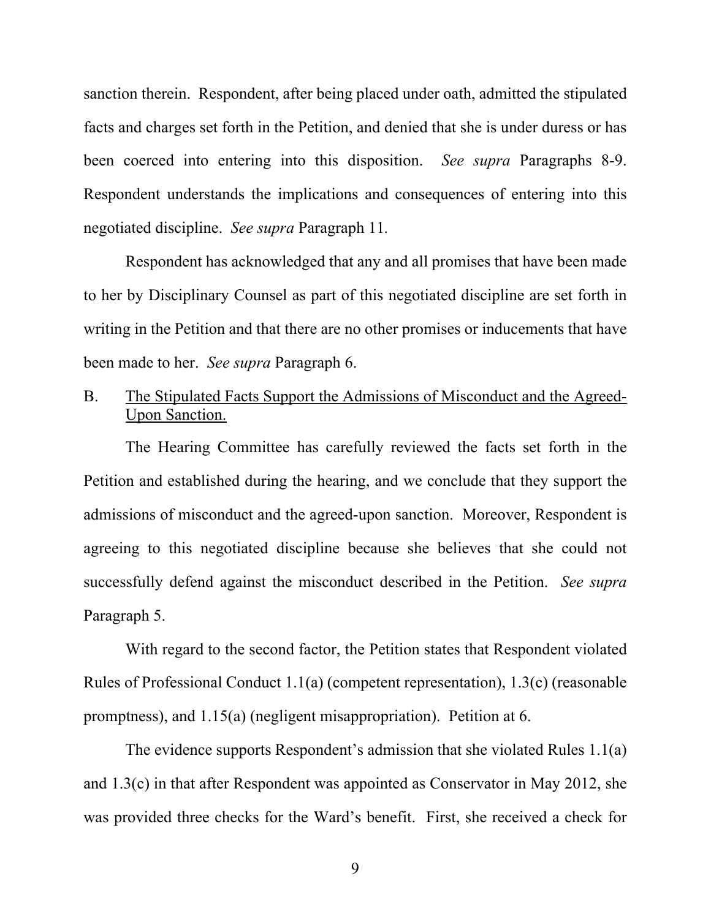sanction therein. Respondent, after being placed under oath, admitted the stipulated facts and charges set forth in the Petition, and denied that she is under duress or has been coerced into entering into this disposition. *See supra* Paragraphs 8-9. Respondent understands the implications and consequences of entering into this negotiated discipline. *See supra* Paragraph 11.

Respondent has acknowledged that any and all promises that have been made to her by Disciplinary Counsel as part of this negotiated discipline are set forth in writing in the Petition and that there are no other promises or inducements that have been made to her. *See supra* Paragraph 6.

B. <u>The Stipulated Facts Support the Admissions of Misconduct and the Agreed-Upon Sanction.</u>

The Hearing Committee has carefully reviewed the facts set forth in the Petition and established during the hearing, and we conclude that they support the admissions of misconduct and the agreed-upon sanction. Moreover, Respondent is agreeing to this negotiated discipline because she believes that she could not successfully defend against the misconduct described in the Petition. *See supra* Paragraph 5.

With regard to the second factor, the Petition states that Respondent violated Rules of Professional Conduct 1.1(a) (competent representation), 1.3(c) (reasonable promptness), and 1.15(a) (negligent misappropriation). Petition at 6.

The evidence supports Respondent's admission that she violated Rules 1.1(a) and 1.3(c) in that after Respondent was appointed as Conservator in May 2012, she was provided three checks for the Ward's benefit. First, she received a check for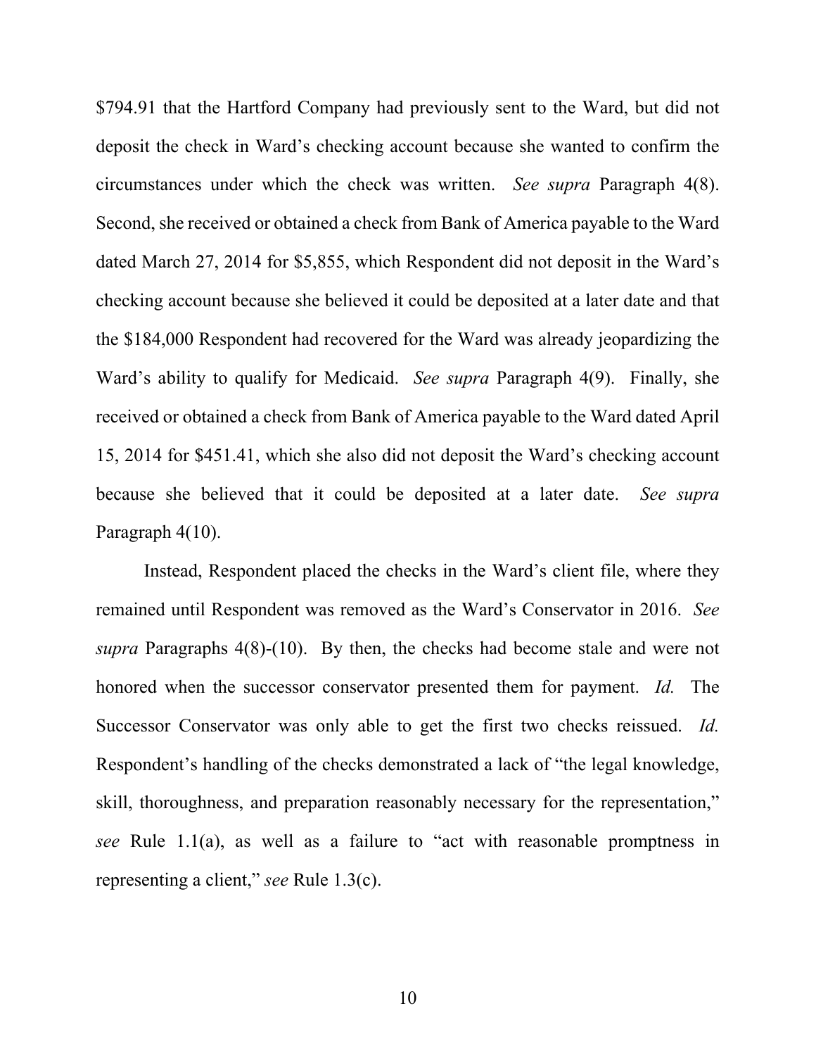$794.91 that the Hartford Company had previously sent to the Ward, but did not deposit the check in Ward's checking account because she wanted to confirm the circumstances under which the check was written. *See supra* Paragraph 4(8). Second, she received or obtained a check from Bank of America payable to the Ward dated March 27, 2014 for $5,855, which Respondent did not deposit in the Ward's checking account because she believed it could be deposited at a later date and that the $184,000 Respondent had recovered for the Ward was already jeopardizing the Ward's ability to qualify for Medicaid. *See supra* Paragraph 4(9). Finally, she received or obtained a check from Bank of America payable to the Ward dated April 15, 2014 for $451.41, which she also did not deposit the Ward's checking account because she believed that it could be deposited at a later date. *See supra* Paragraph 4(10).

Instead, Respondent placed the checks in the Ward's client file, where they remained until Respondent was removed as the Ward's Conservator in 2016. *See supra* Paragraphs 4(8)-(10). By then, the checks had become stale and were not honored when the successor conservator presented them for payment. *Id.* The Successor Conservator was only able to get the first two checks reissued. *Id.* Respondent's handling of the checks demonstrated a lack of "the legal knowledge, skill, thoroughness, and preparation reasonably necessary for the representation," *see* Rule 1.1(a), as well as a failure to "act with reasonable promptness in representing a client," *see* Rule 1.3(c).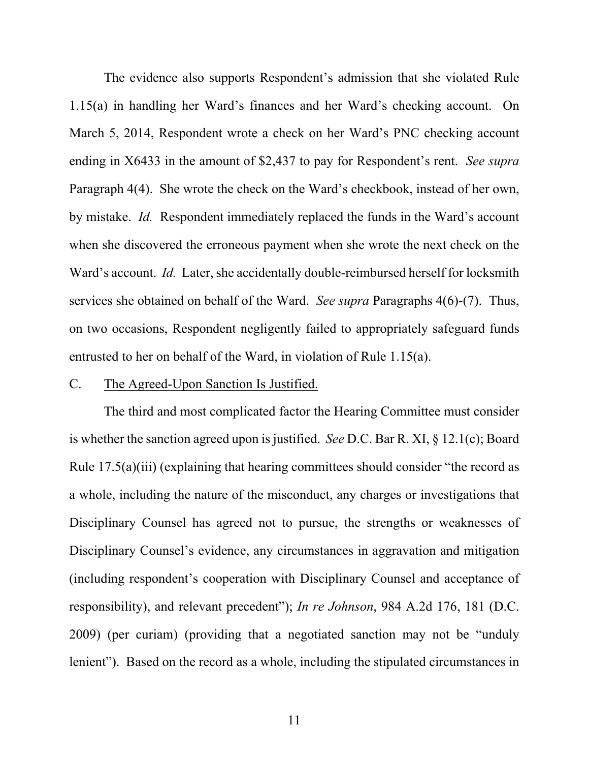The evidence also supports Respondent's admission that she violated Rule 1.15(a) in handling her Ward's finances and her Ward's checking account. On March 5, 2014, Respondent wrote a check on her Ward's PNC checking account ending in X6433 in the amount of $2,437 to pay for Respondent's rent. *See supra* Paragraph 4(4). She wrote the check on the Ward's checkbook, instead of her own, by mistake. *Id.* Respondent immediately replaced the funds in the Ward's account when she discovered the erroneous payment when she wrote the next check on the Ward's account. *Id.* Later, she accidentally double-reimbursed herself for locksmith services she obtained on behalf of the Ward. *See supra* Paragraphs 4(6)-(7). Thus, on two occasions, Respondent negligently failed to appropriately safeguard funds entrusted to her on behalf of the Ward, in violation of Rule 1.15(a).

C. The Agreed-Upon Sanction Is Justified.

The third and most complicated factor the Hearing Committee must consider is whether the sanction agreed upon is justified. *See* D.C. Bar R. XI, § 12.1(c); Board Rule 17.5(a)(iii) (explaining that hearing committees should consider "the record as a whole, including the nature of the misconduct, any charges or investigations that Disciplinary Counsel has agreed not to pursue, the strengths or weaknesses of Disciplinary Counsel's evidence, any circumstances in aggravation and mitigation (including respondent's cooperation with Disciplinary Counsel and acceptance of responsibility), and relevant precedent"); *In re Johnson*, 984 A.2d 176, 181 (D.C. 2009) (per curiam) (providing that a negotiated sanction may not be "unduly lenient"). Based on the record as a whole, including the stipulated circumstances in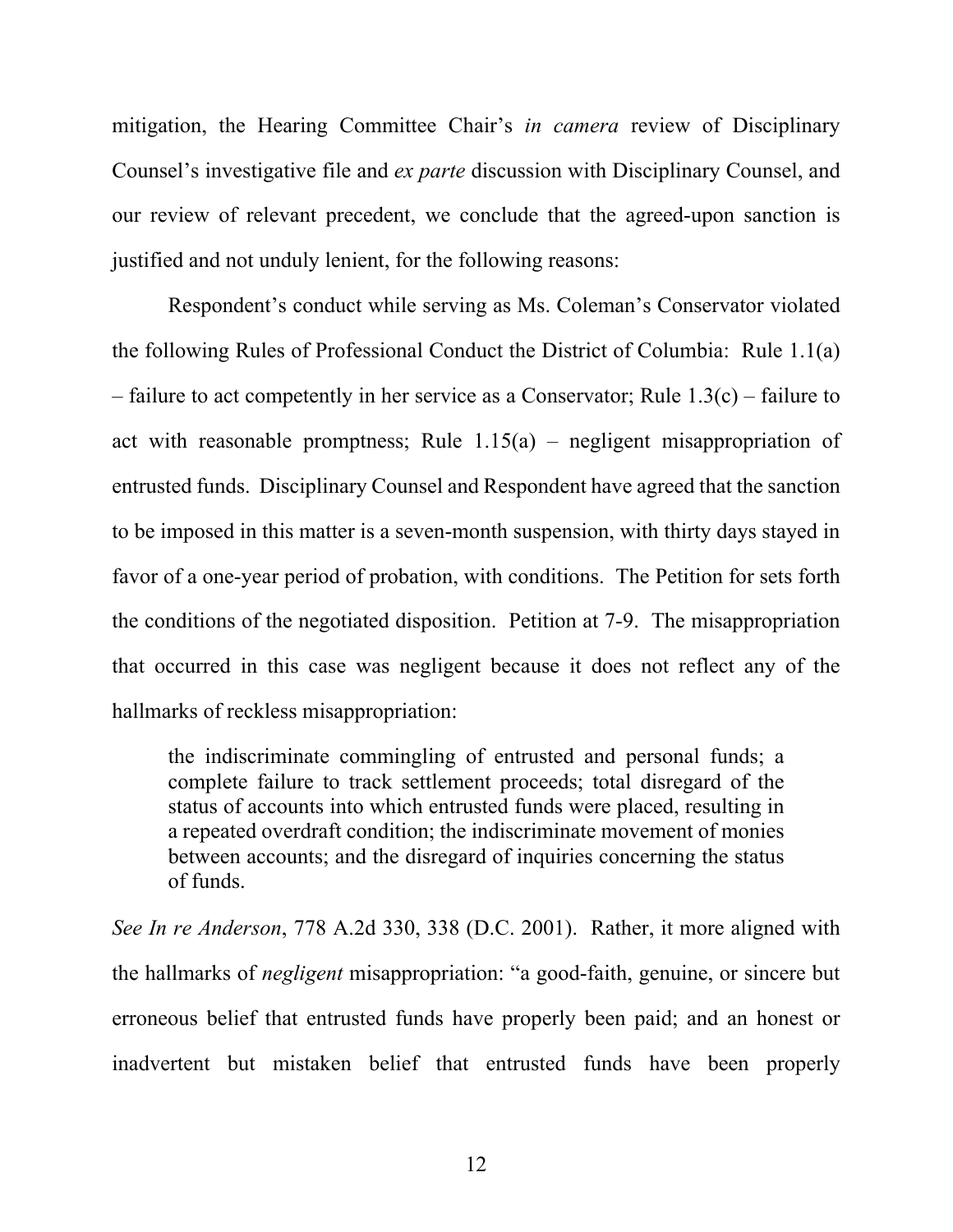mitigation, the Hearing Committee Chair's *in camera* review of Disciplinary Counsel's investigative file and *ex parte* discussion with Disciplinary Counsel, and our review of relevant precedent, we conclude that the agreed-upon sanction is justified and not unduly lenient, for the following reasons:

Respondent's conduct while serving as Ms. Coleman's Conservator violated the following Rules of Professional Conduct the District of Columbia: Rule 1.1(a) – failure to act competently in her service as a Conservator; Rule 1.3(c) – failure to act with reasonable promptness; Rule 1.15(a) – negligent misappropriation of entrusted funds. Disciplinary Counsel and Respondent have agreed that the sanction to be imposed in this matter is a seven-month suspension, with thirty days stayed in favor of a one-year period of probation, with conditions. The Petition for sets forth the conditions of the negotiated disposition. Petition at 7-9. The misappropriation that occurred in this case was negligent because it does not reflect any of the hallmarks of reckless misappropriation:

> the indiscriminate commingling of entrusted and personal funds; a complete failure to track settlement proceeds; total disregard of the status of accounts into which entrusted funds were placed, resulting in a repeated overdraft condition; the indiscriminate movement of monies between accounts; and the disregard of inquiries concerning the status of funds.

*See In re Anderson*, 778 A.2d 330, 338 (D.C. 2001). Rather, it more aligned with the hallmarks of *negligent* misappropriation: "a good-faith, genuine, or sincere but erroneous belief that entrusted funds have properly been paid; and an honest or inadvertent but mistaken belief that entrusted funds have been properly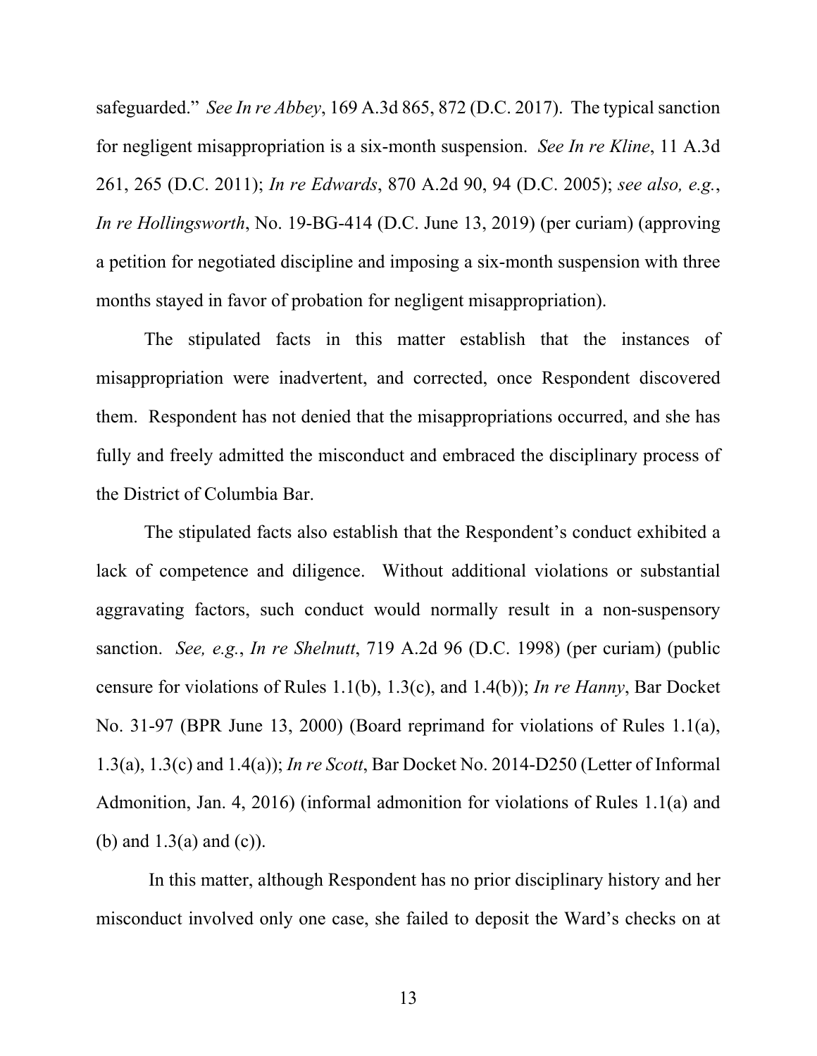safeguarded." *See In re Abbey*, 169 A.3d 865, 872 (D.C. 2017). The typical sanction for negligent misappropriation is a six-month suspension. *See In re Kline*, 11 A.3d 261, 265 (D.C. 2011); *In re Edwards*, 870 A.2d 90, 94 (D.C. 2005); *see also, e.g.*, *In re Hollingsworth*, No. 19-BG-414 (D.C. June 13, 2019) (per curiam) (approving a petition for negotiated discipline and imposing a six-month suspension with three months stayed in favor of probation for negligent misappropriation).

The stipulated facts in this matter establish that the instances of misappropriation were inadvertent, and corrected, once Respondent discovered them. Respondent has not denied that the misappropriations occurred, and she has fully and freely admitted the misconduct and embraced the disciplinary process of the District of Columbia Bar.

The stipulated facts also establish that the Respondent's conduct exhibited a lack of competence and diligence. Without additional violations or substantial aggravating factors, such conduct would normally result in a non-suspensory sanction. *See, e.g.*, *In re Shelnutt*, 719 A.2d 96 (D.C. 1998) (per curiam) (public censure for violations of Rules 1.1(b), 1.3(c), and 1.4(b)); *In re Hanny*, Bar Docket No. 31-97 (BPR June 13, 2000) (Board reprimand for violations of Rules 1.1(a), 1.3(a), 1.3(c) and 1.4(a)); *In re Scott*, Bar Docket No. 2014-D250 (Letter of Informal Admonition, Jan. 4, 2016) (informal admonition for violations of Rules 1.1(a) and (b) and 1.3(a) and (c)).

In this matter, although Respondent has no prior disciplinary history and her misconduct involved only one case, she failed to deposit the Ward's checks on at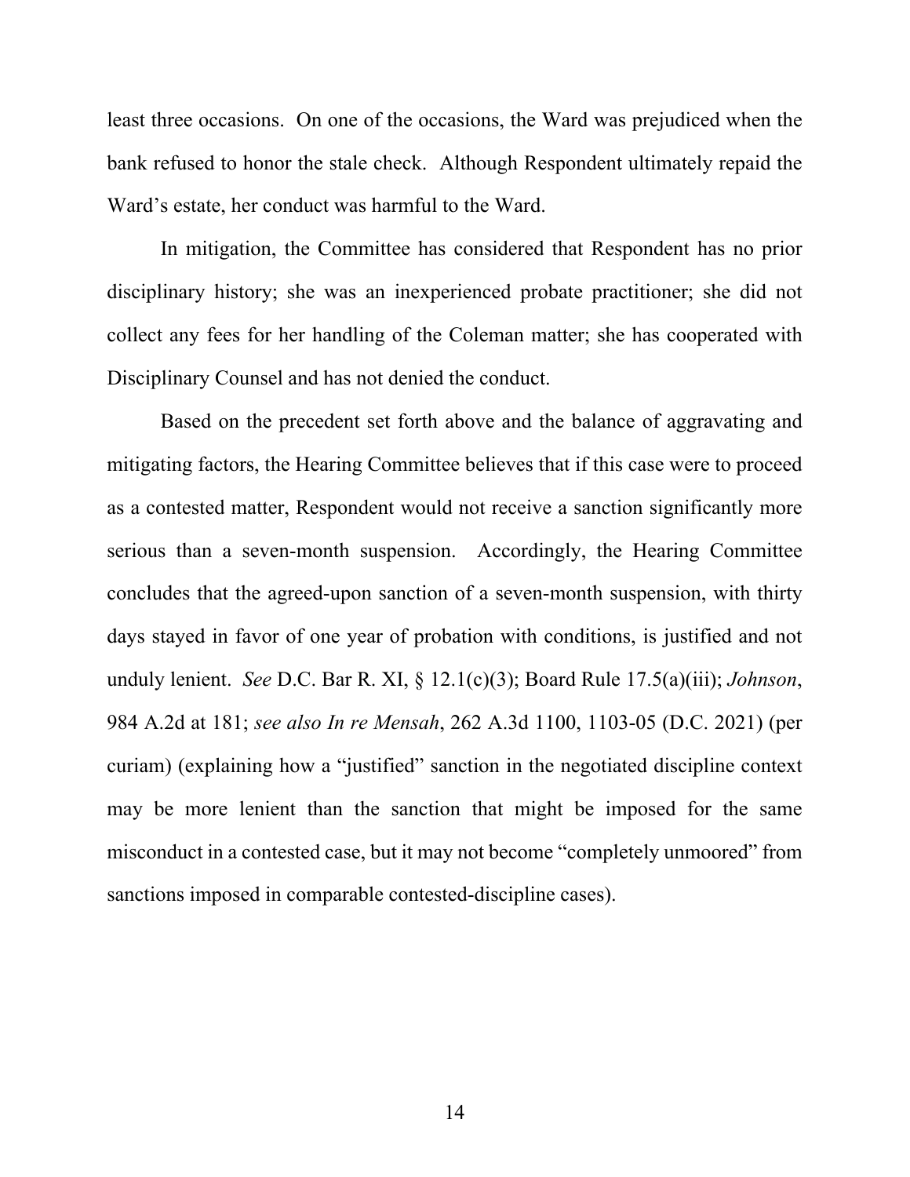least three occasions. On one of the occasions, the Ward was prejudiced when the bank refused to honor the stale check. Although Respondent ultimately repaid the Ward's estate, her conduct was harmful to the Ward.

In mitigation, the Committee has considered that Respondent has no prior disciplinary history; she was an inexperienced probate practitioner; she did not collect any fees for her handling of the Coleman matter; she has cooperated with Disciplinary Counsel and has not denied the conduct.

Based on the precedent set forth above and the balance of aggravating and mitigating factors, the Hearing Committee believes that if this case were to proceed as a contested matter, Respondent would not receive a sanction significantly more serious than a seven-month suspension. Accordingly, the Hearing Committee concludes that the agreed-upon sanction of a seven-month suspension, with thirty days stayed in favor of one year of probation with conditions, is justified and not unduly lenient. *See* D.C. Bar R. XI, § 12.1(c)(3); Board Rule 17.5(a)(iii); *Johnson*, 984 A.2d at 181; *see also In re Mensah*, 262 A.3d 1100, 1103-05 (D.C. 2021) (per curiam) (explaining how a "justified" sanction in the negotiated discipline context may be more lenient than the sanction that might be imposed for the same misconduct in a contested case, but it may not become "completely unmoored" from sanctions imposed in comparable contested-discipline cases).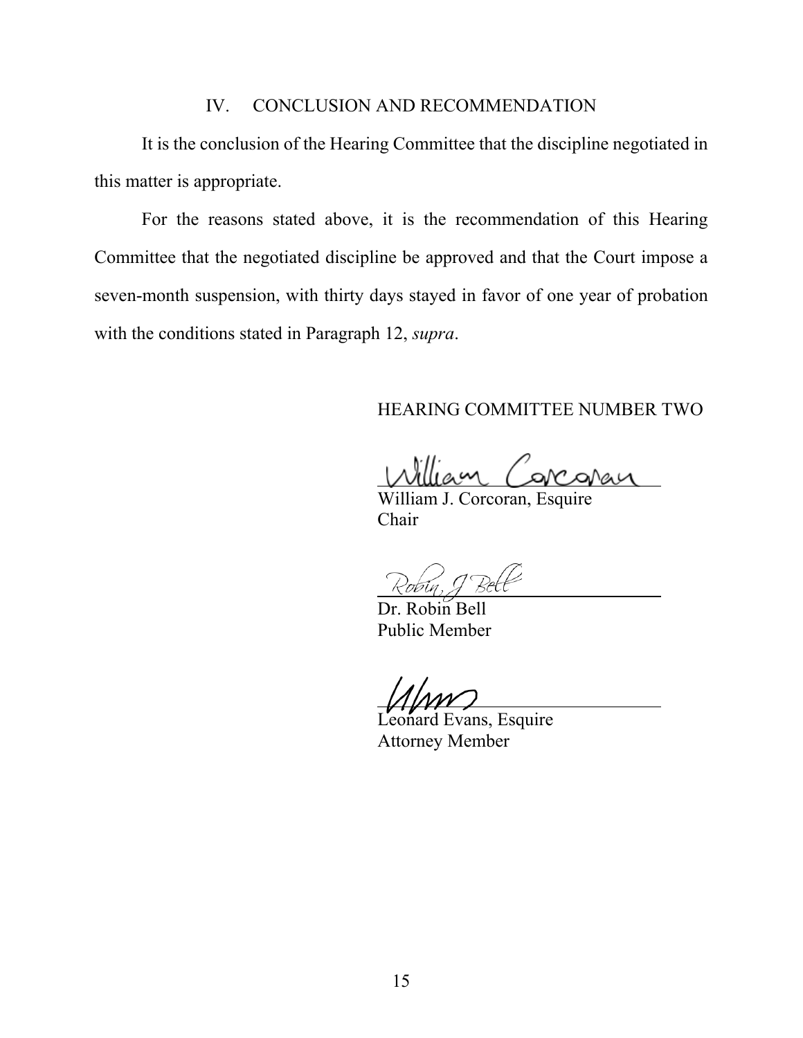## IV. CONCLUSION AND RECOMMENDATION

It is the conclusion of the Hearing Committee that the discipline negotiated in this matter is appropriate.

For the reasons stated above, it is the recommendation of this Hearing Committee that the negotiated discipline be approved and that the Court impose a seven-month suspension, with thirty days stayed in favor of one year of probation with the conditions stated in Paragraph 12, *supra*.

HEARING COMMITTEE NUMBER TWO

William Corcoran
William J. Corcoran, Esquire
Chair

Robin J Bell
Dr. Robin Bell
Public Member

Leonard Evans, Esquire
Attorney Member